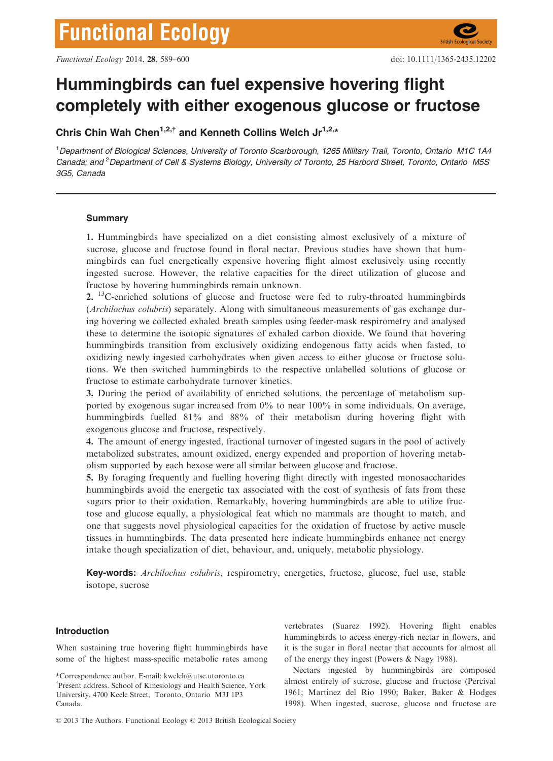# Hummingbirds can fuel expensive hovering flight completely with either exogenous glucose or fructose

**Chris Chin Wah Chen[1,2,†] and Kenneth Collins Welch Jr[1,2,*]**

[1]Department of Biological Sciences, University of Toronto Scarborough, 1265 Military Trail, Toronto, Ontario M1C 1A4 Canada; and [2]Department of Cell & Systems Biology, University of Toronto, 25 Harbord Street, Toronto, Ontario M5S 3G5, Canada

## Summary

**1.** Hummingbirds have specialized on a diet consisting almost exclusively of a mixture of sucrose, glucose and fructose found in floral nectar. Previous studies have shown that hummingbirds can fuel energetically expensive hovering flight almost exclusively using recently ingested sucrose. However, the relative capacities for the direct utilization of glucose and fructose by hovering hummingbirds remain unknown.

**2.** $^{13}C$-enriched solutions of glucose and fructose were fed to ruby-throated hummingbirds (*Archilochus colubris*) separately. Along with simultaneous measurements of gas exchange during hovering we collected exhaled breath samples using feeder-mask respirometry and analysed these to determine the isotopic signatures of exhaled carbon dioxide. We found that hovering hummingbirds transition from exclusively oxidizing endogenous fatty acids when fasted, to oxidizing newly ingested carbohydrates when given access to either glucose or fructose solutions. We then switched hummingbirds to the respective unlabelled solutions of glucose or fructose to estimate carbohydrate turnover kinetics.

**3.** During the period of availability of enriched solutions, the percentage of metabolism supported by exogenous sugar increased from 0% to near 100% in some individuals. On average, hummingbirds fuelled 81% and 88% of their metabolism during hovering flight with exogenous glucose and fructose, respectively.

**4.** The amount of energy ingested, fractional turnover of ingested sugars in the pool of actively metabolized substrates, amount oxidized, energy expended and proportion of hovering metabolism supported by each hexose were all similar between glucose and fructose.

**5.** By foraging frequently and fuelling hovering flight directly with ingested monosaccharides hummingbirds avoid the energetic tax associated with the cost of synthesis of fats from these sugars prior to their oxidation. Remarkably, hovering hummingbirds are able to utilize fructose and glucose equally, a physiological feat which no mammals are thought to match, and one that suggests novel physiological capacities for the oxidation of fructose by active muscle tissues in hummingbirds. The data presented here indicate hummingbirds enhance net energy intake though specialization of diet, behaviour, and, uniquely, metabolic physiology.

**Key-words:** *Archilochus colubris*, respirometry, energetics, fructose, glucose, fuel use, stable isotope, sucrose

## Introduction

When sustaining true hovering flight hummingbirds have some of the highest mass-specific metabolic rates among vertebrates (Suarez 1992). Hovering flight enables hummingbirds to access energy-rich nectar in flowers, and it is the sugar in floral nectar that accounts for almost all of the energy they ingest (Powers & Nagy 1988).

Nectars ingested by hummingbirds are composed almost entirely of sucrose, glucose and fructose (Percival 1961; Martinez del Rio 1990; Baker, Baker & Hodges 1998). When ingested, sucrose, glucose and fructose are

*Correspondence author. E-mail: kwelch@utsc.utoronto.ca

†Present address. School of Kinesiology and Health Science, York University, 4700 Keele Street, Toronto, Ontario M3J 1P3 Canada.

© 2013 The Authors. Functional Ecology © 2013 British Ecological Society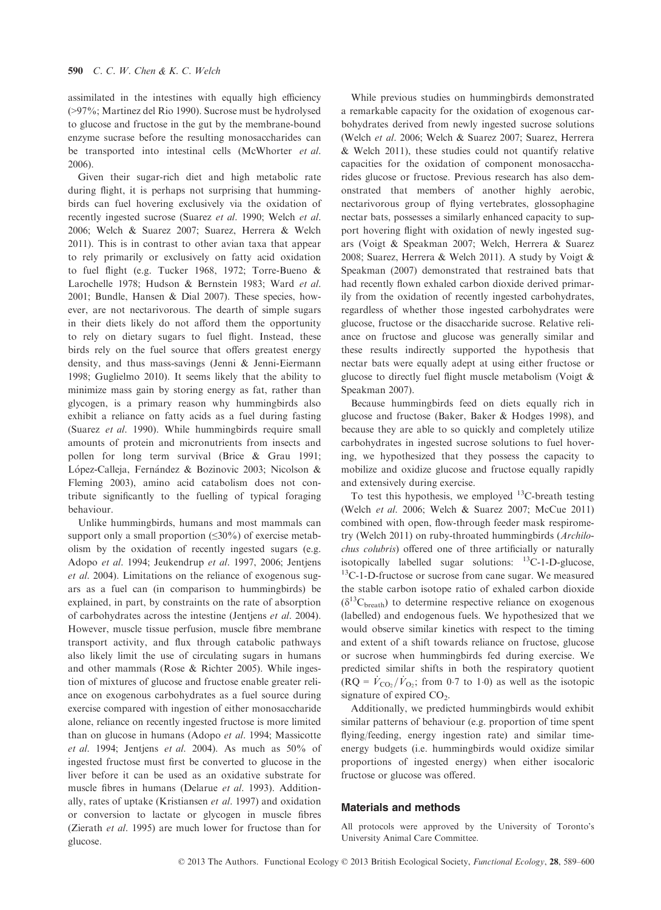assimilated in the intestines with equally high efficiency (>97%; Martinez del Rio 1990). Sucrose must be hydrolysed to glucose and fructose in the gut by the membrane-bound enzyme sucrase before the resulting monosaccharides can be transported into intestinal cells (McWhorter *et al.* 2006).

Given their sugar-rich diet and high metabolic rate during flight, it is perhaps not surprising that hummingbirds can fuel hovering exclusively via the oxidation of recently ingested sucrose (Suarez *et al.* 1990; Welch *et al.* 2006; Welch & Suarez 2007; Suarez, Herrera & Welch 2011). This is in contrast to other avian taxa that appear to rely primarily or exclusively on fatty acid oxidation to fuel flight (e.g. Tucker 1968, 1972; Torre-Bueno & Larochelle 1978; Hudson & Bernstein 1983; Ward *et al.* 2001; Bundle, Hansen & Dial 2007). These species, however, are not nectarivorous. The dearth of simple sugars in their diets likely do not afford them the opportunity to rely on dietary sugars to fuel flight. Instead, these birds rely on the fuel source that offers greatest energy density, and thus mass-savings (Jenni & Jenni-Eiermann 1998; Guglielmo 2010). It seems likely that the ability to minimize mass gain by storing energy as fat, rather than glycogen, is a primary reason why hummingbirds also exhibit a reliance on fatty acids as a fuel during fasting (Suarez *et al.* 1990). While hummingbirds require small amounts of protein and micronutrients from insects and pollen for long term survival (Brice & Grau 1991; López-Calleja, Fernández & Bozinovic 2003; Nicolson & Fleming 2003), amino acid catabolism does not contribute significantly to the fuelling of typical foraging behaviour.

Unlike hummingbirds, humans and most mammals can support only a small proportion (≤30%) of exercise metabolism by the oxidation of recently ingested sugars (e.g. Adopo *et al.* 1994; Jeukendrup *et al.* 1997, 2006; Jentjens *et al.* 2004). Limitations on the reliance of exogenous sugars as a fuel can (in comparison to hummingbirds) be explained, in part, by constraints on the rate of absorption of carbohydrates across the intestine (Jentjens *et al.* 2004). However, muscle tissue perfusion, muscle fibre membrane transport activity, and flux through catabolic pathways also likely limit the use of circulating sugars in humans and other mammals (Rose & Richter 2005). While ingestion of mixtures of glucose and fructose enable greater reliance on exogenous carbohydrates as a fuel source during exercise compared with ingestion of either monosaccharide alone, reliance on recently ingested fructose is more limited than on glucose in humans (Adopo *et al.* 1994; Massicotte *et al.* 1994; Jentjens *et al.* 2004). As much as 50% of ingested fructose must first be converted to glucose in the liver before it can be used as an oxidative substrate for muscle fibres in humans (Delarue *et al.* 1993). Additionally, rates of uptake (Kristiansen *et al.* 1997) and oxidation or conversion to lactate or glycogen in muscle fibres (Zierath *et al.* 1995) are much lower for fructose than for glucose.

While previous studies on hummingbirds demonstrated a remarkable capacity for the oxidation of exogenous carbohydrates derived from newly ingested sucrose solutions (Welch *et al.* 2006; Welch & Suarez 2007; Suarez, Herrera & Welch 2011), these studies could not quantify relative capacities for the oxidation of component monosaccharides glucose or fructose. Previous research has also demonstrated that members of another highly aerobic, nectarivorous group of flying vertebrates, glossophagine nectar bats, possesses a similarly enhanced capacity to support hovering flight with oxidation of newly ingested sugars (Voigt & Speakman 2007; Welch, Herrera & Suarez 2008; Suarez, Herrera & Welch 2011). A study by Voigt & Speakman (2007) demonstrated that restrained bats that had recently flown exhaled carbon dioxide derived primarily from the oxidation of recently ingested carbohydrates, regardless of whether those ingested carbohydrates were glucose, fructose or the disaccharide sucrose. Relative reliance on fructose and glucose was generally similar and these results indirectly supported the hypothesis that nectar bats were equally adept at using either fructose or glucose to directly fuel flight muscle metabolism (Voigt & Speakman 2007).

Because hummingbirds feed on diets equally rich in glucose and fructose (Baker, Baker & Hodges 1998), and because they are able to so quickly and completely utilize carbohydrates in ingested sucrose solutions to fuel hovering, we hypothesized that they possess the capacity to mobilize and oxidize glucose and fructose equally rapidly and extensively during exercise.

To test this hypothesis, we employed $^{13}C$-breath testing (Welch *et al.* 2006; Welch & Suarez 2007; McCue 2011) combined with open, flow-through feeder mask respirometry (Welch 2011) on ruby-throated hummingbirds (*Archilochus colubris*) offered one of three artificially or naturally isotopically labelled sugar solutions: $^{13}C$-1-D-glucose, $^{13}C$-1-D-fructose or sucrose from cane sugar. We measured the stable carbon isotope ratio of exhaled carbon dioxide ($\delta^{13}C_{breath}$) to determine respective reliance on exogenous (labelled) and endogenous fuels. We hypothesized that we would observe similar kinetics with respect to the timing and extent of a shift towards reliance on fructose, glucose or sucrose when hummingbirds fed during exercise. We predicted similar shifts in both the respiratory quotient (RQ = $\dot{V}_{CO_2}/\dot{V}_{O_2}$; from 0·7 to 1·0) as well as the isotopic signature of expired $CO_2$.

Additionally, we predicted hummingbirds would exhibit similar patterns of behaviour (e.g. proportion of time spent flying/feeding, energy ingestion rate) and similar time-energy budgets (i.e. hummingbirds would oxidize similar proportions of ingested energy) when either isocaloric fructose or glucose was offered.

## Materials and methods

All protocols were approved by the University of Toronto's University Animal Care Committee.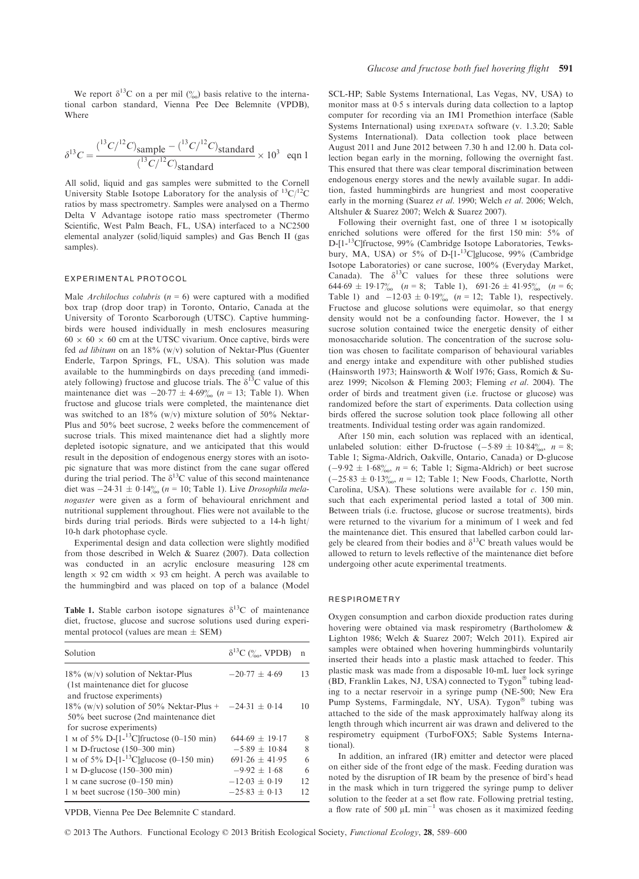We report $\delta^{13}C$ on a per mil (‰) basis relative to the international carbon standard, Vienna Pee Dee Belemnite (VPDB), Where

$$\delta^{13}C = \frac{(^{13}C/^{12}C)_{\text{sample}} - (^{13}C/^{12}C)_{\text{standard}}}{(^{13}C/^{12}C)_{\text{standard}}} \times 10^3 \quad \text{eqn 1}$$

All solid, liquid and gas samples were submitted to the Cornell University Stable Isotope Laboratory for the analysis of $^{13}C/^{12}C$ ratios by mass spectrometry. Samples were analysed on a Thermo Delta V Advantage isotope ratio mass spectrometer (Thermo Scientific, West Palm Beach, FL, USA) interfaced to a NC2500 elemental analyzer (solid/liquid samples) and Gas Bench II (gas samples).

### EXPERIMENTAL PROTOCOL

Male *Archilochus colubris* ($n = 6$) were captured with a modified box trap (drop door trap) in Toronto, Ontario, Canada at the University of Toronto Scarborough (UTSC). Captive hummingbirds were housed individually in mesh enclosures measuring $60 \times 60 \times 60$ cm at the UTSC vivarium. Once captive, birds were fed *ad libitum* on an 18% (w/v) solution of Nektar-Plus (Guenter Enderle, Tarpon Springs, FL, USA). This solution was made available to the hummingbirds on days preceding (and immediately following) fructose and glucose trials. The $\delta^{13}C$ value of this maintenance diet was $-20{\cdot}77 \pm 4{\cdot}69$‰ ($n = 13$; Table 1). When fructose and glucose trials were completed, the maintenance diet was switched to an 18% (w/v) mixture solution of 50% Nektar-Plus and 50% beet sucrose, 2 weeks before the commencement of sucrose trials. This mixed maintenance diet had a slightly more depleted isotopic signature, and we anticipated that this would result in the deposition of endogenous energy stores with an isotopic signature that was more distinct from the cane sugar offered during the trial period. The $\delta^{13}C$ value of this second maintenance diet was $-24{\cdot}31 \pm 0{\cdot}14$‰ ($n = 10$; Table 1). Live *Drosophila melanogaster* were given as a form of behavioural enrichment and nutritional supplement throughout. Flies were not available to the birds during trial periods. Birds were subjected to a 14-h light/10-h dark photophase cycle.

Experimental design and data collection were slightly modified from those described in Welch & Suarez (2007). Data collection was conducted in an acrylic enclosure measuring 128 cm length $\times$ 92 cm width $\times$ 93 cm height. A perch was available to the hummingbird and was placed on top of a balance (Model SCL-HP; Sable Systems International, Las Vegas, NV, USA) to monitor mass at 0·5 s intervals during data collection to a laptop computer for recording via an IM1 Promethion interface (Sable Systems International) using EXPEDATA software (v. 1.3.20; Sable Systems International). Data collection took place between August 2011 and June 2012 between 7.30 h and 12.00 h. Data collection began early in the morning, following the overnight fast. This ensured that there was clear temporal discrimination between endogenous energy stores and the newly available sugar. In addition, fasted hummingbirds are hungriest and most cooperative early in the morning (Suarez *et al.* 1990; Welch *et al.* 2006; Welch, Altshuler & Suarez 2007; Welch & Suarez 2007).

Following their overnight fast, one of three 1 M isotopically enriched solutions were offered for the first 150 min: 5% of D-[1-$^{13}$C]fructose, 99% (Cambridge Isotope Laboratories, Tewksbury, MA, USA) or 5% of D-[1-$^{13}$C]glucose, 99% (Cambridge Isotope Laboratories) or cane sucrose, 100% (Everyday Market, Canada). The $\delta^{13}C$ values for these three solutions were $644{\cdot}69 \pm 19{\cdot}17$‰ ($n = 8$; Table 1), $691{\cdot}26 \pm 41{\cdot}95$‰ ($n = 6$; Table 1) and $-12{\cdot}03 \pm 0{\cdot}19$‰ ($n = 12$; Table 1), respectively. Fructose and glucose solutions were equimolar, so that energy density would not be a confounding factor. However, the 1 M sucrose solution contained twice the energetic density of either monosaccharide solution. The concentration of the sucrose solution was chosen to facilitate comparison of behavioural variables and energy intake and expenditure with other published studies (Hainsworth 1973; Hainsworth & Wolf 1976; Gass, Romich & Suarez 1999; Nicolson & Fleming 2003; Fleming *et al.* 2004). The order of birds and treatment given (i.e. fructose or glucose) was randomized before the start of experiments. Data collection using birds offered the sucrose solution took place following all other treatments. Individual testing order was again randomized.

After 150 min, each solution was replaced with an identical, unlabeled solution: either D-fructose ($-5{\cdot}89 \pm 10{\cdot}84$‰, $n = 8$; Table 1; Sigma-Aldrich, Oakville, Ontario, Canada) or D-glucose ($-9{\cdot}92 \pm 1{\cdot}68$‰, $n = 6$; Table 1; Sigma-Aldrich) or beet sucrose ($-25{\cdot}83 \pm 0{\cdot}13$‰, $n = 12$; Table 1; New Foods, Charlotte, North Carolina, USA). These solutions were available for *c*. 150 min, such that each experimental period lasted a total of 300 min. Between trials (i.e. fructose, glucose or sucrose treatments), birds were returned to the vivarium for a minimum of 1 week and fed the maintenance diet. This ensured that labelled carbon could largely be cleared from their bodies and $\delta^{13}C$ breath values would be allowed to return to levels reflective of the maintenance diet before undergoing other acute experimental treatments.

**Table 1.** Stable carbon isotope signatures $\delta^{13}C$ of maintenance diet, fructose, glucose and sucrose solutions used during experimental protocol (values are mean ± SEM)

| Solution | $\delta^{13}C$ (‰, VPDB) | n |
|---|---|---|
| 18% (w/v) solution of Nektar-Plus (1st maintenance diet for glucose and fructose experiments) | $-20{\cdot}77 \pm 4{\cdot}69$ | 13 |
| 18% (w/v) solution of 50% Nektar-Plus + 50% beet sucrose (2nd maintenance diet for sucrose experiments) | $-24{\cdot}31 \pm 0{\cdot}14$ | 10 |
| 1 M of 5% D-[1-$^{13}$C]fructose (0–150 min) | $644{\cdot}69 \pm 19{\cdot}17$ | 8 |
| 1 M D-fructose (150–300 min) | $-5{\cdot}89 \pm 10{\cdot}84$ | 8 |
| 1 M of 5% D-[1-$^{13}$C]glucose (0–150 min) | $691{\cdot}26 \pm 41{\cdot}95$ | 6 |
| 1 M D-glucose (150–300 min) | $-9{\cdot}92 \pm 1{\cdot}68$ | 6 |
| 1 M cane sucrose (0–150 min) | $-12{\cdot}03 \pm 0{\cdot}19$ | 12 |
| 1 M beet sucrose (150–300 min) | $-25{\cdot}83 \pm 0{\cdot}13$ | 12 |

VPDB, Vienna Pee Dee Belemnite C standard.

### RESPIROMETRY

Oxygen consumption and carbon dioxide production rates during hovering were obtained via mask respirometry (Bartholomew & Lighton 1986; Welch & Suarez 2007; Welch 2011). Expired air samples were obtained when hovering hummingbirds voluntarily inserted their heads into a plastic mask attached to feeder. This plastic mask was made from a disposable 10-mL luer lock syringe (BD, Franklin Lakes, NJ, USA) connected to Tygon® tubing leading to a nectar reservoir in a syringe pump (NE-500; New Era Pump Systems, Farmingdale, NY, USA). Tygon® tubing was attached to the side of the mask approximately halfway along its length through which incurrent air was drawn and delivered to the respirometry equipment (TurboFOX5; Sable Systems International).

In addition, an infrared (IR) emitter and detector were placed on either side of the front edge of the mask. Feeding duration was noted by the disruption of IR beam by the presence of bird's head in the mask which in turn triggered the syringe pump to deliver solution to the feeder at a set flow rate. Following pretrial testing, a flow rate of 500 μL min$^{-1}$ was chosen as it maximized feeding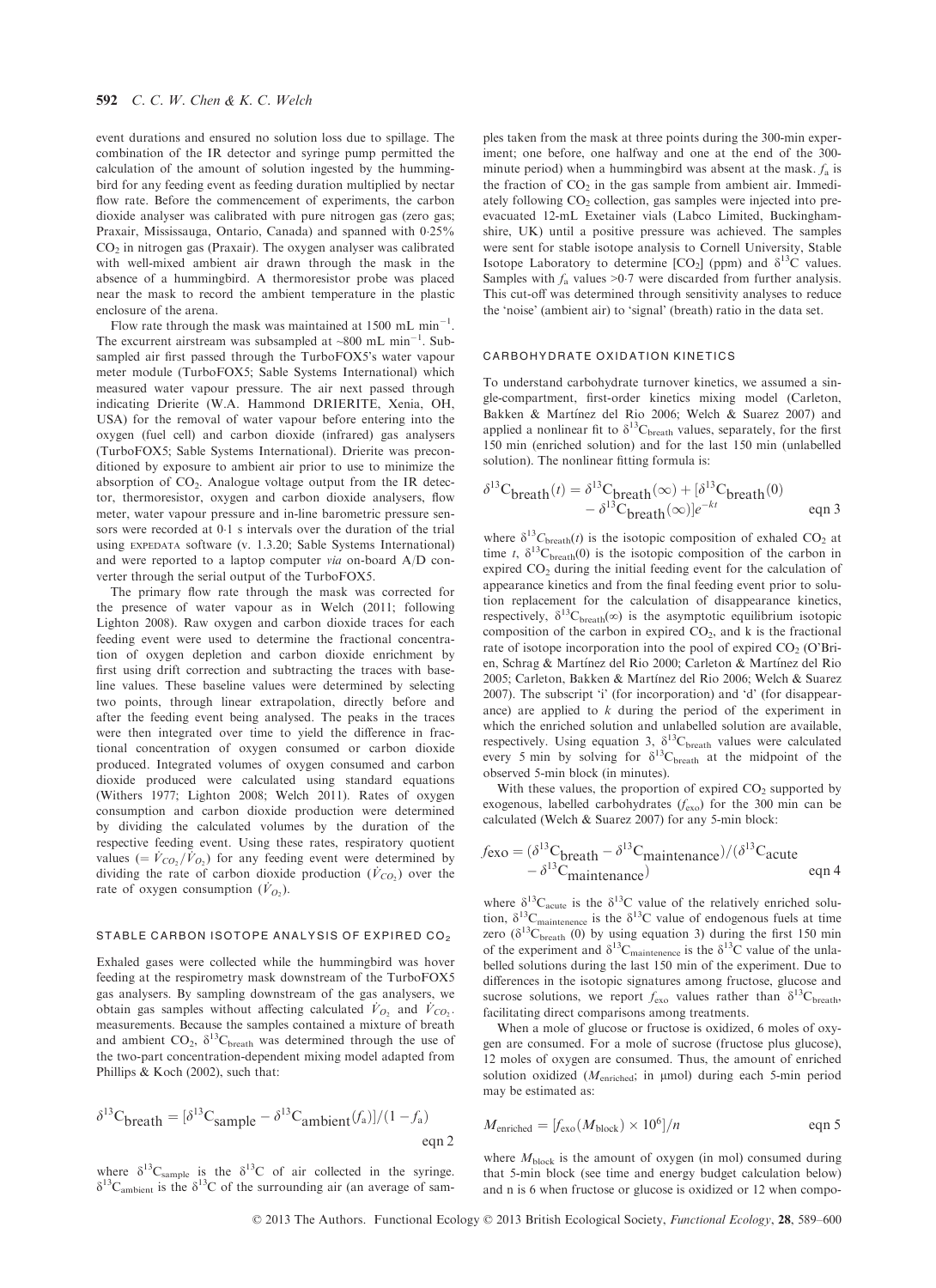event durations and ensured no solution loss due to spillage. The combination of the IR detector and syringe pump permitted the calculation of the amount of solution ingested by the hummingbird for any feeding event as feeding duration multiplied by nectar flow rate. Before the commencement of experiments, the carbon dioxide analyser was calibrated with pure nitrogen gas (zero gas; Praxair, Mississauga, Ontario, Canada) and spanned with 0·25% $CO_2$ in nitrogen gas (Praxair). The oxygen analyser was calibrated with well-mixed ambient air drawn through the mask in the absence of a hummingbird. A thermoresistor probe was placed near the mask to record the ambient temperature in the plastic enclosure of the arena.

Flow rate through the mask was maintained at 1500 mL $min^{-1}$. The excurrent airstream was subsampled at ~800 mL $min^{-1}$. Subsampled air first passed through the TurboFOX5's water vapour meter module (TurboFOX5; Sable Systems International) which measured water vapour pressure. The air next passed through indicating Drierite (W.A. Hammond DRIERITE, Xenia, OH, USA) for the removal of water vapour before entering into the oxygen (fuel cell) and carbon dioxide (infrared) gas analysers (TurboFOX5; Sable Systems International). Drierite was preconditioned by exposure to ambient air prior to use to minimize the absorption of $CO_2$. Analogue voltage output from the IR detector, thermoresistor, oxygen and carbon dioxide analysers, flow meter, water vapour pressure and in-line barometric pressure sensors were recorded at 0·1 s intervals over the duration of the trial using EXPEDATA software (v. 1.3.20; Sable Systems International) and were reported to a laptop computer *via* on-board A/D converter through the serial output of the TurboFOX5.

The primary flow rate through the mask was corrected for the presence of water vapour as in Welch (2011; following Lighton 2008). Raw oxygen and carbon dioxide traces for each feeding event were used to determine the fractional concentration of oxygen depletion and carbon dioxide enrichment by first using drift correction and subtracting the traces with baseline values. These baseline values were determined by selecting two points, through linear extrapolation, directly before and after the feeding event being analysed. The peaks in the traces were then integrated over time to yield the difference in fractional concentration of oxygen consumed or carbon dioxide produced. Integrated volumes of oxygen consumed and carbon dioxide produced were calculated using standard equations (Withers 1977; Lighton 2008; Welch 2011). Rates of oxygen consumption and carbon dioxide production were determined by dividing the calculated volumes by the duration of the respective feeding event. Using these rates, respiratory quotient values ($= \dot{V}_{CO_2}/\dot{V}_{O_2}$) for any feeding event were determined by dividing the rate of carbon dioxide production ($\dot{V}_{CO_2}$) over the rate of oxygen consumption ($\dot{V}_{O_2}$).

## STABLE CARBON ISOTOPE ANALYSIS OF EXPIRED $CO_2$

Exhaled gases were collected while the hummingbird was hover feeding at the respirometry mask downstream of the TurboFOX5 gas analysers. By sampling downstream of the gas analysers, we obtain gas samples without affecting calculated $\dot{V}_{O_2}$ and $\dot{V}_{CO_2}$ measurements. Because the samples contained a mixture of breath and ambient $CO_2$, $\delta^{13}C_{breath}$ was determined through the use of the two-part concentration-dependent mixing model adapted from Phillips & Koch (2002), such that:

$$\delta^{13}C_{breath} = [\delta^{13}C_{sample} - \delta^{13}C_{ambient}(f_a)]/(1-f_a) \qquad \text{eqn 2}$$

where $\delta^{13}C_{sample}$ is the $\delta^{13}C$ of air collected in the syringe. $\delta^{13}C_{ambient}$ is the $\delta^{13}C$ of the surrounding air (an average of samples taken from the mask at three points during the 300-min experiment; one before, one halfway and one at the end of the 300-minute period) when a hummingbird was absent at the mask. $f_a$ is the fraction of $CO_2$ in the gas sample from ambient air. Immediately following $CO_2$ collection, gas samples were injected into pre-evacuated 12-mL Exetainer vials (Labco Limited, Buckinghamshire, UK) until a positive pressure was achieved. The samples were sent for stable isotope analysis to Cornell University, Stable Isotope Laboratory to determine [$CO_2$] (ppm) and $\delta^{13}C$ values. Samples with $f_a$ values >0·7 were discarded from further analysis. This cut-off was determined through sensitivity analyses to reduce the 'noise' (ambient air) to 'signal' (breath) ratio in the data set.

## CARBOHYDRATE OXIDATION KINETICS

To understand carbohydrate turnover kinetics, we assumed a single-compartment, first-order kinetics mixing model (Carleton, Bakken & Martínez del Rio 2006; Welch & Suarez 2007) and applied a nonlinear fit to $\delta^{13}C_{breath}$ values, separately, for the first 150 min (enriched solution) and for the last 150 min (unlabelled solution). The nonlinear fitting formula is:

$$\delta^{13}C_{breath}(t) = \delta^{13}C_{breath}(\infty) + [\delta^{13}C_{breath}(0) - \delta^{13}C_{breath}(\infty)]e^{-kt} \qquad \text{eqn 3}$$

where $\delta^{13}C_{breath}(t)$ is the isotopic composition of exhaled $CO_2$ at time $t$, $\delta^{13}C_{breath}(0)$ is the isotopic composition of the carbon in expired $CO_2$ during the initial feeding event for the calculation of appearance kinetics and from the final feeding event prior to solution replacement for the calculation of disappearance kinetics, respectively, $\delta^{13}C_{breath}(\infty)$ is the asymptotic equilibrium isotopic composition of the carbon in expired $CO_2$, and k is the fractional rate of isotope incorporation into the pool of expired $CO_2$ (O'Brien, Schrag & Martínez del Rio 2000; Carleton & Martínez del Rio 2005; Carleton, Bakken & Martínez del Rio 2006; Welch & Suarez 2007). The subscript 'i' (for incorporation) and 'd' (for disappearance) are applied to $k$ during the period of the experiment in which the enriched solution and unlabelled solution are available, respectively. Using equation 3, $\delta^{13}C_{breath}$ values were calculated every 5 min by solving for $\delta^{13}C_{breath}$ at the midpoint of the observed 5-min block (in minutes).

With these values, the proportion of expired $CO_2$ supported by exogenous, labelled carbohydrates ($f_{exo}$) for the 300 min can be calculated (Welch & Suarez 2007) for any 5-min block:

$$f_{exo} = (\delta^{13}C_{breath} - \delta^{13}C_{maintenance})/(\delta^{13}C_{acute} - \delta^{13}C_{maintenance}) \qquad \text{eqn 4}$$

where $\delta^{13}C_{acute}$ is the $\delta^{13}C$ value of the relatively enriched solution, $\delta^{13}C_{maintenence}$ is the $\delta^{13}C$ value of endogenous fuels at time zero ($\delta^{13}C_{breath}$ (0) by using equation 3) during the first 150 min of the experiment and $\delta^{13}C_{maintenence}$ is the $\delta^{13}C$ value of the unlabelled solutions during the last 150 min of the experiment. Due to differences in the isotopic signatures among fructose, glucose and sucrose solutions, we report $f_{exo}$ values rather than $\delta^{13}C_{breath}$, facilitating direct comparisons among treatments.

When a mole of glucose or fructose is oxidized, 6 moles of oxygen are consumed. For a mole of sucrose (fructose plus glucose), 12 moles of oxygen are consumed. Thus, the amount of enriched solution oxidized ($M_{enriched}$; in μmol) during each 5-min period may be estimated as:

$$M_{enriched} = [f_{exo}(M_{block}) \times 10^6]/n \qquad \text{eqn 5}$$

where $M_{block}$ is the amount of oxygen (in mol) consumed during that 5-min block (see time and energy budget calculation below) and n is 6 when fructose or glucose is oxidized or 12 when compo-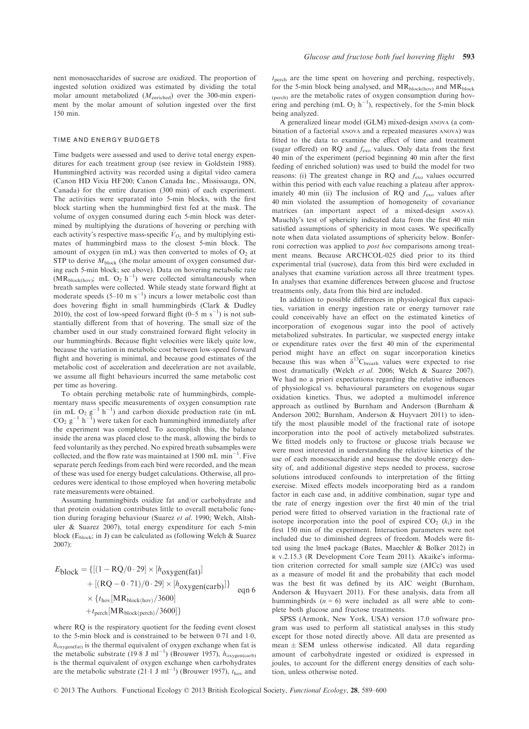nent monosaccharides of sucrose are oxidized. The proportion of ingested solution oxidized was estimated by dividing the total molar amount metabolized ($M_{enriched}$) over the 300-min experiment by the molar amount of solution ingested over the first 150 min.

### TIME AND ENERGY BUDGETS

Time budgets were assessed and used to derive total energy expenditures for each treatment group (see review in Goldstein 1988). Hummingbird activity was recorded using a digital video camera (Canon HD Vixia HF200; Canon Canada Inc., Mississauga, ON, Canada) for the entire duration (300 min) of each experiment. The activities were separated into 5-min blocks, with the first block starting when the hummingbird first fed at the mask. The volume of oxygen consumed during each 5-min block was determined by multiplying the durations of hovering or perching with each activity's respective mass-specific $\dot{V}_{O_2}$ and by multiplying estimates of hummingbird mass to the closest 5-min block. The amount of oxygen (in mL) was then converted to moles of $O_2$ at STP to derive $M_{block}$ (the molar amount of oxygen consumed during each 5-min block; see above). Data on hovering metabolic rate ($MR_{block(hov)}$; mL $O_2$ h$^{-1}$) were collected simultaneously when breath samples were collected. While steady state forward flight at moderate speeds (5–10 m s$^{-1}$) incurs a lower metabolic cost than does hovering flight in small hummingbirds (Clark & Dudley 2010), the cost of low-speed forward flight (0–5 m s$^{-1}$) is not substantially different from that of hovering. The small size of the chamber used in our study constrained forward flight velocity in our hummingbirds. Because flight velocities were likely quite low, because the variation in metabolic cost between low-speed forward flight and hovering is minimal, and because good estimates of the metabolic cost of acceleration and deceleration are not available, we assume all flight behaviours incurred the same metabolic cost per time as hovering.

To obtain perching metabolic rate of hummingbirds, complementary mass specific measurements of oxygen consumption rate (in mL $O_2$ g$^{-1}$ h$^{-1}$) and carbon dioxide production rate (in mL $CO_2$ g$^{-1}$ h$^{-1}$) were taken for each hummingbird immediately after the experiment was completed. To accomplish this, the balance inside the arena was placed close to the mask, allowing the birds to feed voluntarily as they perched. No expired breath subsamples were collected, and the flow rate was maintained at 1500 mL min$^{-1}$. Five separate perch feedings from each bird were recorded, and the mean of these was used for energy budget calculations. Otherwise, all procedures were identical to those employed when hovering metabolic rate measurements were obtained.

Assuming hummingbirds oxidize fat and/or carbohydrate and that protein oxidation contributes little to overall metabolic function during foraging behaviour (Suarez *et al.* 1990; Welch, Altshuler & Suarez 2007), total energy expenditure for each 5-min block ($E_{block}$; in J) can be calculated as (following Welch & Suarez 2007):

$$E_{block} = \{[(1 - RQ/0{\cdot}29] \times [h_{oxygen(fat)}] + [(RQ - 0{\cdot}71)/0{\cdot}29] \times [h_{oxygen(carb)}]\} \times \{t_{hov}[MR_{block(hov)}/3600] + t_{perch}[MR_{block(perch)}/3600]\} \quad \text{eqn 6}$$

where RQ is the respiratory quotient for the feeding event closest to the 5-min block and is constrained to be between 0·71 and 1·0, $h_{oxygen(fat)}$ is the thermal equivalent of oxygen exchange when fat is the metabolic substrate (19·8 J ml$^{-1}$) (Brouwer 1957), $h_{oxygen(carb)}$ is the thermal equivalent of oxygen exchange when carbohydrates are the metabolic substrate (21·1 J ml$^{-1}$) (Brouwer 1957), $t_{hov}$ and $t_{perch}$ are the time spent on hovering and perching, respectively, for the 5-min block being analysed, and $MR_{block(hov)}$ and $MR_{block(perch)}$ are the metabolic rates of oxygen consumption during hovering and perching (mL $O_2$ h$^{-1}$), respectively, for the 5-min block being analyzed.

A generalized linear model (GLM) mixed-design ANOVA (a combination of a factorial ANOVA and a repeated measures ANOVA) was fitted to the data to examine the effect of time and treatment (sugar offered) on RQ and $f_{exo}$ values. Only data from the first 40 min of the experiment (period beginning 40 min after the first feeding of enriched solution) was used to build the model for two reasons: (i) The greatest change in RQ and $f_{exo}$ values occurred within this period with each value reaching a plateau after approximately 40 min (ii) The inclusion of RQ and $f_{exo}$ values after 40 min violated the assumption of homogeneity of covariance matrices (an important aspect of a mixed-design ANOVA). Mauchly's test of sphericity indicated data from the first 40 min satisfied assumptions of sphericity in most cases. We specifically note when data violated assumptions of sphericity below. Bonferroni correction was applied to *post hoc* comparisons among treatment means. Because ARCHCOL-025 died prior to its third experimental trial (sucrose), data from this bird were excluded in analyses that examine variation across all three treatment types. In analyses that examine differences between glucose and fructose treatments only, data from this bird are included.

In addition to possible differences in physiological flux capacities, variation in energy ingestion rate or energy turnover rate could conceivably have an effect on the estimated kinetics of incorporation of exogenous sugar into the pool of actively metabolized substrates. In particular, we suspected energy intake or expenditure rates over the first 40 min of the experimental period might have an effect on sugar incorporation kinetics because this was when $\delta^{13}C_{breath}$ values were expected to rise most dramatically (Welch *et al.* 2006; Welch & Suarez 2007). We had no a priori expectations regarding the relative influences of physiological vs. behavioural parameters on exogenous sugar oxidation kinetics. Thus, we adopted a multimodel inference approach as outlined by Burnham and Anderson (Burnham & Anderson 2002; Burnham, Anderson & Huyvaert 2011) to identify the most plausible model of the fractional rate of isotope incorporation into the pool of actively metabolized substrates. We fitted models only to fructose or glucose trials because we were most interested in understanding the relative kinetics of the use of each monosaccharide and because the double energy density of, and additional digestive steps needed to process, sucrose solutions introduced confounds to interpretation of the fitting exercise. Mixed effects models incorporating bird as a random factor in each case and, in additive combination, sugar type and the rate of energy ingestion over the first 40 min of the trial period were fitted to observed variation in the fractional rate of isotope incorporation into the pool of expired $CO_2$ ($k_i$) in the first 150 min of the experiment. Interaction parameters were not included due to diminished degrees of freedom. Models were fitted using the lme4 package (Bates, Maechler & Bolker 2012) in R v.2.15.3 (R Development Core Team 2011). Akaike's information criterion corrected for small sample size (AICc) was used as a measure of model fit and the probability that each model was the best fit was defined by its AIC weight (Burnham, Anderson & Huyvaert 2011). For these analysis, data from all hummingbirds ($n = 6$) were included as all were able to complete both glucose and fructose treatments.

SPSS (Armonk, New York, USA) version 17.0 software program was used to perform all statistical analyses in this study except for those noted directly above. All data are presented as mean ± SEM unless otherwise indicated. All data regarding amount of carbohydrate ingested or oxidized is expressed in joules, to account for the different energy densities of each solution, unless otherwise noted.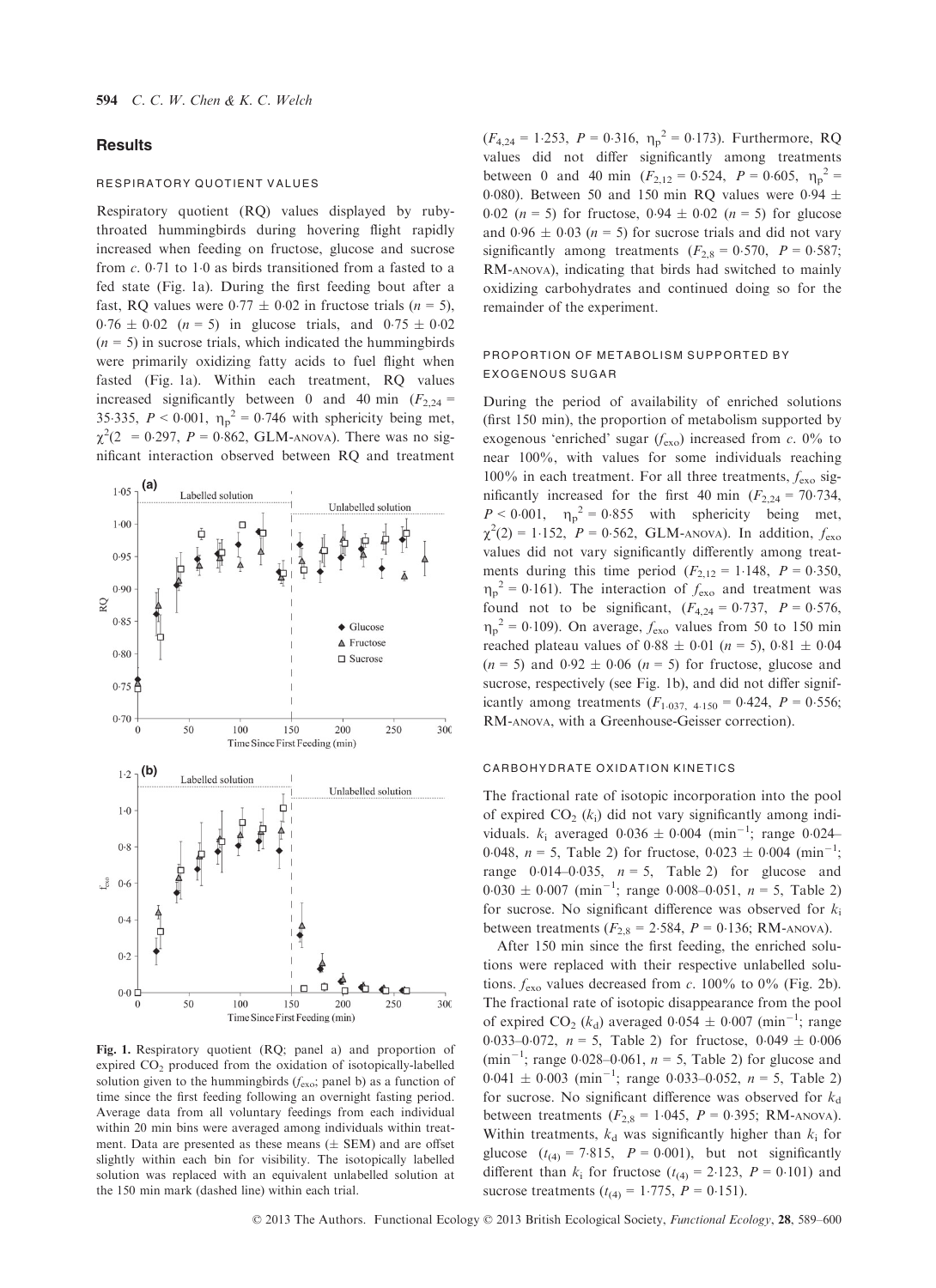## Results

### RESPIRATORY QUOTIENT VALUES

Respiratory quotient (RQ) values displayed by ruby-throated hummingbirds during hovering flight rapidly increased when feeding on fructose, glucose and sucrose from *c.* 0·71 to 1·0 as birds transitioned from a fasted to a fed state (Fig. 1a). During the first feeding bout after a fast, RQ values were 0·77 ± 0·02 in fructose trials ($n = 5$), 0·76 ± 0·02 ($n = 5$) in glucose trials, and 0·75 ± 0·02 ($n = 5$) in sucrose trials, which indicated the hummingbirds were primarily oxidizing fatty acids to fuel flight when fasted (Fig. 1a). Within each treatment, RQ values increased significantly between 0 and 40 min ($F_{2,24}$ = 35·335, $P < 0·001$, $\eta_p^2 = 0·746$ with sphericity being met, $\chi^2(2 = 0·297$, $P = 0·862$, GLM-ANOVA). There was no significant interaction observed between RQ and treatment ($F_{4,24} = 1·253$, $P = 0·316$, $\eta_p^2 = 0·173$). Furthermore, RQ values did not differ significantly among treatments between 0 and 40 min ($F_{2,12} = 0·524$, $P = 0·605$, $\eta_p^2 = 0·080$). Between 50 and 150 min RQ values were 0·94 ± 0·02 ($n = 5$) for fructose, 0·94 ± 0·02 ($n = 5$) for glucose and 0·96 ± 0·03 ($n = 5$) for sucrose trials and did not vary significantly among treatments ($F_{2,8} = 0·570$, $P = 0·587$; RM-ANOVA), indicating that birds had switched to mainly oxidizing carbohydrates and continued doing so for the remainder of the experiment.

(a)
Labelled solution
Unlabelled solution
RQ
1·05
1·00
0·95
0·90
0·85
0·80
0·75
0·70
◆ Glucose
▲ Fructose
□ Sucrose
0 50 100 150 200 250 300
Time Since First Feeding (min)

(b)
Labelled solution
Unlabelled solution
$f_{exo}$
1·2
1·0
0·8
0·6
0·4
0·2
0·0
0 50 100 150 200 250 300
Time Since First Feeding (min)

**Fig. 1.** Respiratory quotient (RQ; panel a) and proportion of expired $CO_2$ produced from the oxidation of isotopically-labelled solution given to the hummingbirds ($f_{exo}$; panel b) as a function of time since the first feeding following an overnight fasting period. Average data from all voluntary feedings from each individual within 20 min bins were averaged among individuals within treatment. Data are presented as these means (± SEM) and are offset slightly within each bin for visibility. The isotopically labelled solution was replaced with an equivalent unlabelled solution at the 150 min mark (dashed line) within each trial.

### PROPORTION OF METABOLISM SUPPORTED BY EXOGENOUS SUGAR

During the period of availability of enriched solutions (first 150 min), the proportion of metabolism supported by exogenous 'enriched' sugar ($f_{exo}$) increased from *c.* 0% to near 100%, with values for some individuals reaching 100% in each treatment. For all three treatments, $f_{exo}$ significantly increased for the first 40 min ($F_{2,24} = 70·734$, $P < 0·001$, $\eta_p^2 = 0·855$ with sphericity being met, $\chi^2(2) = 1·152$, $P = 0·562$, GLM-ANOVA). In addition, $f_{exo}$ values did not vary significantly differently among treatments during this time period ($F_{2,12} = 1·148$, $P = 0·350$, $\eta_p^2 = 0·161$). The interaction of $f_{exo}$ and treatment was found not to be significant, ($F_{4,24} = 0·737$, $P = 0·576$, $\eta_p^2 = 0·109$). On average, $f_{exo}$ values from 50 to 150 min reached plateau values of 0·88 ± 0·01 ($n = 5$), 0·81 ± 0·04 ($n = 5$) and 0·92 ± 0·06 ($n = 5$) for fructose, glucose and sucrose, respectively (see Fig. 1b), and did not differ significantly among treatments ($F_{1·037,\ 4·150} = 0·424$, $P = 0·556$; RM-ANOVA, with a Greenhouse-Geisser correction).

### CARBOHYDRATE OXIDATION KINETICS

The fractional rate of isotopic incorporation into the pool of expired $CO_2$ ($k_i$) did not vary significantly among individuals. $k_i$ averaged 0·036 ± 0·004 ($min^{-1}$; range 0·024–0·048, $n = 5$, Table 2) for fructose, 0·023 ± 0·004 ($min^{-1}$; range 0·014–0·035, $n = 5$, Table 2) for glucose and 0·030 ± 0·007 ($min^{-1}$; range 0·008–0·051, $n = 5$, Table 2) for sucrose. No significant difference was observed for $k_i$ between treatments ($F_{2,8} = 2·584$, $P = 0·136$; RM-ANOVA).

After 150 min since the first feeding, the enriched solutions were replaced with their respective unlabelled solutions. $f_{exo}$ values decreased from *c.* 100% to 0% (Fig. 2b). The fractional rate of isotopic disappearance from the pool of expired $CO_2$ ($k_d$) averaged 0·054 ± 0·007 ($min^{-1}$; range 0·033–0·072, $n = 5$, Table 2) for fructose, 0·049 ± 0·006 ($min^{-1}$; range 0·028–0·061, $n = 5$, Table 2) for glucose and 0·041 ± 0·003 ($min^{-1}$; range 0·033–0·052, $n = 5$, Table 2) for sucrose. No significant difference was observed for $k_d$ between treatments ($F_{2,8} = 1·045$, $P = 0·395$; RM-ANOVA). Within treatments, $k_d$ was significantly higher than $k_i$ for glucose ($t_{(4)} = 7·815$, $P = 0·001$), but not significantly different than $k_i$ for fructose ($t_{(4)} = 2·123$, $P = 0·101$) and sucrose treatments ($t_{(4)} = 1·775$, $P = 0·151$).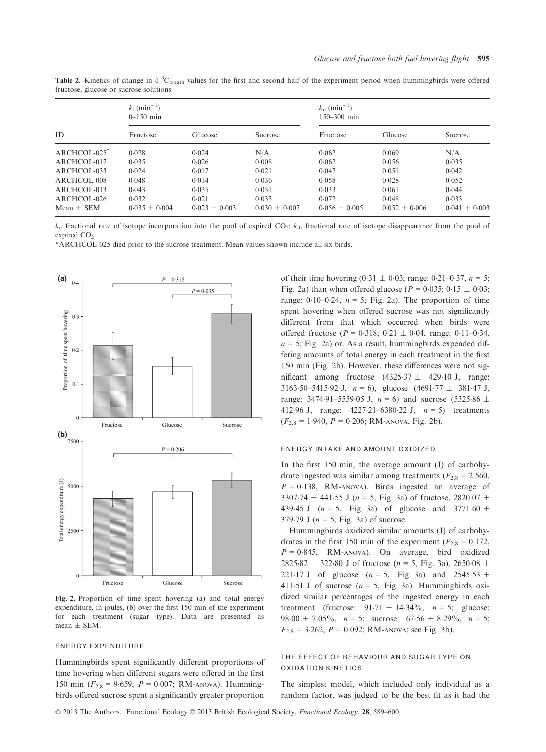**Table 2.** Kinetics of change in $\delta^{13}C_{breath}$ values for the first and second half of the experiment period when hummingbirds were offered fructose, glucose or sucrose solutions

| ID | $k_i$ (min$^{-1}$) 0–150 min | | | $k_d$ (min$^{-1}$) 150–300 min | | |
|---|---|---|---|---|---|---|
| | Fructose | Glucose | Sucrose | Fructose | Glucose | Sucrose |
| ARCHCOL-025* | 0·028 | 0·024 | N/A | 0·062 | 0·069 | N/A |
| ARCHCOL-017 | 0·035 | 0·026 | 0·008 | 0·062 | 0·056 | 0·035 |
| ARCHCOL-033 | 0·024 | 0·017 | 0·021 | 0·047 | 0·051 | 0·042 |
| ARCHCOL-008 | 0·048 | 0·014 | 0·036 | 0·058 | 0·028 | 0·052 |
| ARCHCOL-013 | 0·043 | 0·035 | 0·051 | 0·033 | 0·061 | 0·044 |
| ARCHCOL-026 | 0·032 | 0·021 | 0·033 | 0·072 | 0·048 | 0·033 |
| Mean ± SEM | 0·035 ± 0·004 | 0·023 ± 0·003 | 0·030 ± 0·007 | 0·056 ± 0·005 | 0·052 ± 0·006 | 0·041 ± 0·003 |

$k_i$, fractional rate of isotope incorporation into the pool of expired $CO_2$; $k_d$, fractional rate of isotope disappearance from the pool of expired $CO_2$.

*ARCHCOL-025 died prior to the sucrose treatment. Mean values shown include all six birds.

(a)
P = 0·318
P = 0·035
Proportion of time spent hovering
0·4
0·3
0·2
0·1
0
Fructose
Glucose
Sucrose

(b)
P = 0·206
Total energy expenditure (J)
7500
5000
2500
0
Fructose
Glucose
Sucrose

**Fig. 2.** Proportion of time spent hovering (a) and total energy expenditure, in joules, (b) over the first 150 min of the experiment for each treatment (sugar type). Data are presented as mean ± SEM.

#### ENERGY EXPENDITURE

Hummingbirds spent significantly different proportions of time hovering when different sugars were offered in the first 150 min ($F_{2,8}$ = 9·659, $P$ = 0·007; RM-ANOVA). Hummingbirds offered sucrose spent a significantly greater proportion of their time hovering (0·31 ± 0·03; range: 0·21–0·37, $n$ = 5; Fig. 2a) than when offered glucose ($P$ = 0·035; 0·15 ± 0·03; range: 0·10–0·24, $n$ = 5; Fig. 2a). The proportion of time spent hovering when offered sucrose was not significantly different from that which occurred when birds were offered fructose ($P$ = 0·318; 0·21 ± 0·04, range: 0·11–0·34, $n$ = 5; Fig. 2a) or. As a result, hummingbirds expended differing amounts of total energy in each treatment in the first 150 min (Fig. 2b). However, these differences were not significant among fructose (4325·37 ± 429·10 J, range: 3163·50–5415·92 J, $n$ = 6), glucose (4691·77 ± 381·47 J, range: 3474·91–5559·05 J, $n$ = 6) and sucrose (5325·86 ± 412·96 J, range: 4227·21–6380·22 J, $n$ = 5) treatments ($F_{2,8}$ = 1·940, $P$ = 0·206; RM-ANOVA, Fig. 2b).

#### ENERGY INTAKE AND AMOUNT OXIDIZED

In the first 150 min, the average amount (J) of carbohydrate ingested was similar among treatments ($F_{2,8}$ = 2·560, $P$ = 0·138, RM-ANOVA). Birds ingested an average of 3307·74 ± 441·55 J ($n$ = 5, Fig. 3a) of fructose, 2820·07 ± 439·45 J ($n$ = 5, Fig. 3a) of glucose and 3771·60 ± 379·79 J ($n$ = 5, Fig. 3a) of sucrose.

Hummingbirds oxidized similar amounts (J) of carbohydrates in the first 150 min of the experiment ($F_{2,8}$ = 0·172, $P$ = 0·845, RM-ANOVA). On average, bird oxidized 2825·82 ± 322·80 J of fructose ($n$ = 5, Fig. 3a), 2650·08 ± 221·17 J of glucose ($n$ = 5, Fig. 3a) and 2545·53 ± 411·51 J of sucrose ($n$ = 5, Fig. 3a). Hummingbirds oxidized similar percentages of the ingested energy in each treatment (fructose: 91·71 ± 14·34%, $n$ = 5; glucose: 98·00 ± 7·05%, $n$ = 5; sucrose: 67·56 ± 8·29%, $n$ = 5; $F_{2,8}$ = 3·262, $P$ = 0·092; RM-ANOVA; see Fig. 3b).

#### THE EFFECT OF BEHAVIOUR AND SUGAR TYPE ON OXIDATION KINETICS

The simplest model, which included only individual as a random factor, was judged to be the best fit as it had the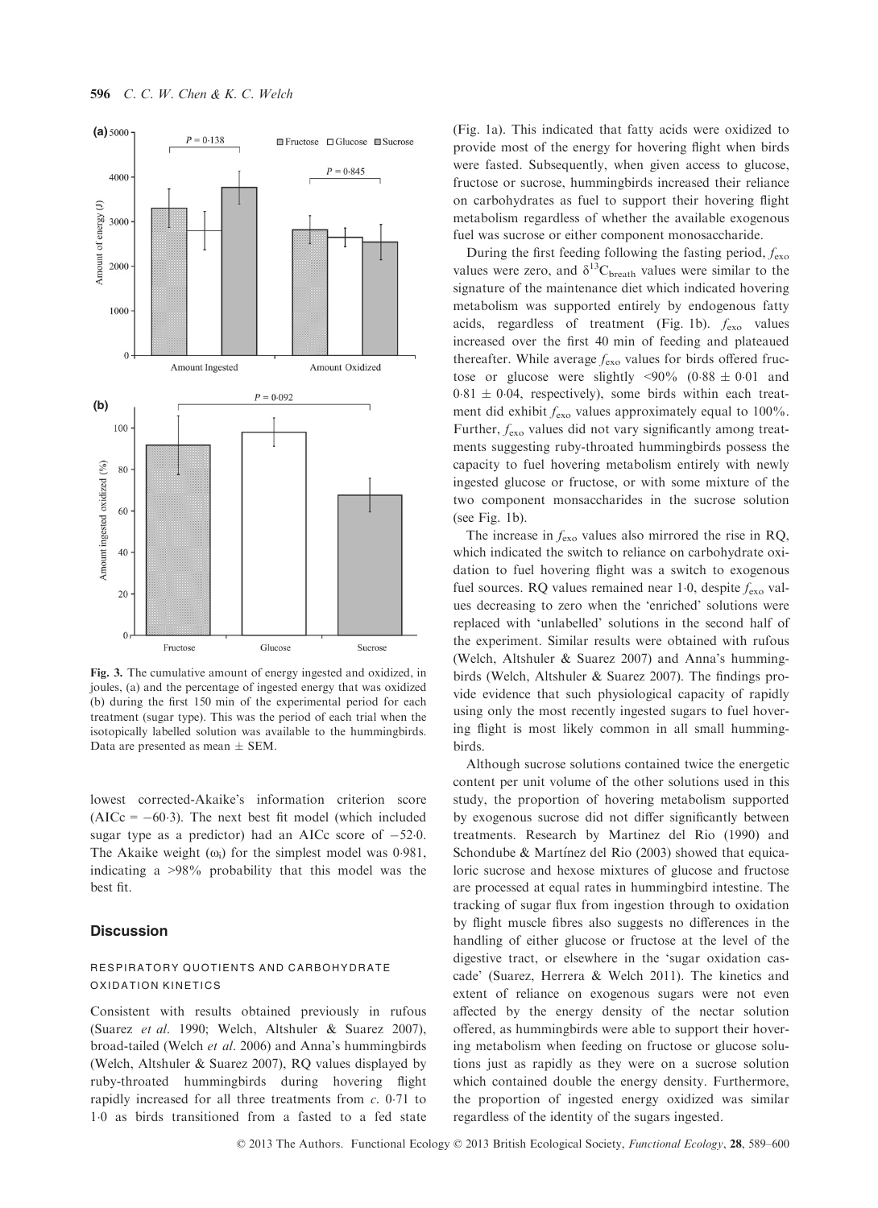Fig. 3. The cumulative amount of energy ingested and oxidized, in joules, (a) and the percentage of ingested energy that was oxidized (b) during the first 150 min of the experimental period for each treatment (sugar type). This was the period of each trial when the isotopically labelled solution was available to the hummingbirds. Data are presented as mean ± SEM.

lowest corrected-Akaike's information criterion score (AICc = −60·3). The next best fit model (which included sugar type as a predictor) had an AICc score of −52·0. The Akaike weight ($\omega_i$) for the simplest model was 0·981, indicating a >98% probability that this model was the best fit.

## Discussion

### RESPIRATORY QUOTIENTS AND CARBOHYDRATE OXIDATION KINETICS

Consistent with results obtained previously in rufous (Suarez *et al.* 1990; Welch, Altshuler & Suarez 2007), broad-tailed (Welch *et al.* 2006) and Anna's hummingbirds (Welch, Altshuler & Suarez 2007), RQ values displayed by ruby-throated hummingbirds during hovering flight rapidly increased for all three treatments from *c.* 0·71 to 1·0 as birds transitioned from a fasted to a fed state (Fig. 1a). This indicated that fatty acids were oxidized to provide most of the energy for hovering flight when birds were fasted. Subsequently, when given access to glucose, fructose or sucrose, hummingbirds increased their reliance on carbohydrates as fuel to support their hovering flight metabolism regardless of whether the available exogenous fuel was sucrose or either component monosaccharide.

During the first feeding following the fasting period, $f_{exo}$ values were zero, and $\delta^{13}C_{breath}$ values were similar to the signature of the maintenance diet which indicated hovering metabolism was supported entirely by endogenous fatty acids, regardless of treatment (Fig. 1b). $f_{exo}$ values increased over the first 40 min of feeding and plateaued thereafter. While average $f_{exo}$ values for birds offered fructose or glucose were slightly <90% (0·88 ± 0·01 and 0·81 ± 0·04, respectively), some birds within each treatment did exhibit $f_{exo}$ values approximately equal to 100%. Further, $f_{exo}$ values did not vary significantly among treatments suggesting ruby-throated hummingbirds possess the capacity to fuel hovering metabolism entirely with newly ingested glucose or fructose, or with some mixture of the two component monsaccharides in the sucrose solution (see Fig. 1b).

The increase in $f_{exo}$ values also mirrored the rise in RQ, which indicated the switch to reliance on carbohydrate oxidation to fuel hovering flight was a switch to exogenous fuel sources. RQ values remained near 1·0, despite $f_{exo}$ values decreasing to zero when the 'enriched' solutions were replaced with 'unlabelled' solutions in the second half of the experiment. Similar results were obtained with rufous (Welch, Altshuler & Suarez 2007) and Anna's hummingbirds (Welch, Altshuler & Suarez 2007). The findings provide evidence that such physiological capacity of rapidly using only the most recently ingested sugars to fuel hovering flight is most likely common in all small hummingbirds.

Although sucrose solutions contained twice the energetic content per unit volume of the other solutions used in this study, the proportion of hovering metabolism supported by exogenous sucrose did not differ significantly between treatments. Research by Martinez del Rio (1990) and Schondube & Martínez del Rio (2003) showed that equicaloric sucrose and hexose mixtures of glucose and fructose are processed at equal rates in hummingbird intestine. The tracking of sugar flux from ingestion through to oxidation by flight muscle fibres also suggests no differences in the handling of either glucose or fructose at the level of the digestive tract, or elsewhere in the 'sugar oxidation cascade' (Suarez, Herrera & Welch 2011). The kinetics and extent of reliance on exogenous sugars were not even affected by the energy density of the nectar solution offered, as hummingbirds were able to support their hovering metabolism when feeding on fructose or glucose solutions just as rapidly as they were on a sucrose solution which contained double the energy density. Furthermore, the proportion of ingested energy oxidized was similar regardless of the identity of the sugars ingested.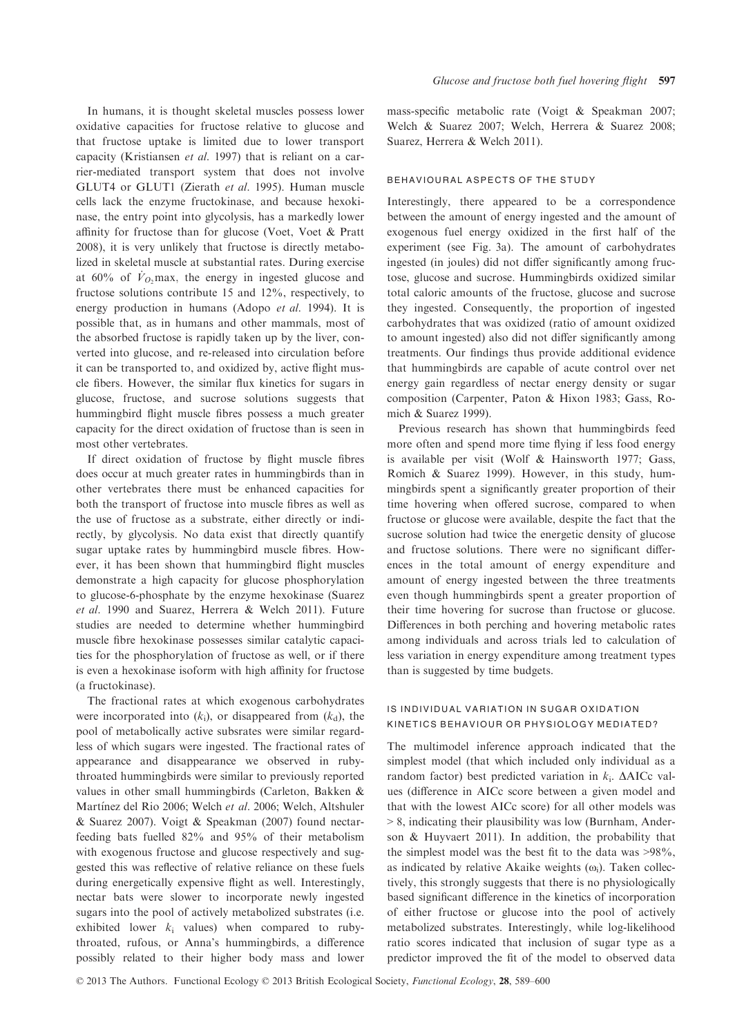In humans, it is thought skeletal muscles possess lower oxidative capacities for fructose relative to glucose and that fructose uptake is limited due to lower transport capacity (Kristiansen *et al.* 1997) that is reliant on a carrier-mediated transport system that does not involve GLUT4 or GLUT1 (Zierath *et al.* 1995). Human muscle cells lack the enzyme fructokinase, and because hexokinase, the entry point into glycolysis, has a markedly lower affinity for fructose than for glucose (Voet, Voet & Pratt 2008), it is very unlikely that fructose is directly metabolized in skeletal muscle at substantial rates. During exercise at 60% of $\dot{V}_{O_2}$max, the energy in ingested glucose and fructose solutions contribute 15 and 12%, respectively, to energy production in humans (Adopo *et al.* 1994). It is possible that, as in humans and other mammals, most of the absorbed fructose is rapidly taken up by the liver, converted into glucose, and re-released into circulation before it can be transported to, and oxidized by, active flight muscle fibers. However, the similar flux kinetics for sugars in glucose, fructose, and sucrose solutions suggests that hummingbird flight muscle fibres possess a much greater capacity for the direct oxidation of fructose than is seen in most other vertebrates.

If direct oxidation of fructose by flight muscle fibres does occur at much greater rates in hummingbirds than in other vertebrates there must be enhanced capacities for both the transport of fructose into muscle fibres as well as the use of fructose as a substrate, either directly or indirectly, by glycolysis. No data exist that directly quantify sugar uptake rates by hummingbird muscle fibres. However, it has been shown that hummingbird flight muscles demonstrate a high capacity for glucose phosphorylation to glucose-6-phosphate by the enzyme hexokinase (Suarez *et al.* 1990 and Suarez, Herrera & Welch 2011). Future studies are needed to determine whether hummingbird muscle fibre hexokinase possesses similar catalytic capacities for the phosphorylation of fructose as well, or if there is even a hexokinase isoform with high affinity for fructose (a fructokinase).

The fractional rates at which exogenous carbohydrates were incorporated into ($k_i$), or disappeared from ($k_d$), the pool of metabolically active subsrates were similar regardless of which sugars were ingested. The fractional rates of appearance and disappearance we observed in ruby-throated hummingbirds were similar to previously reported values in other small hummingbirds (Carleton, Bakken & Martínez del Rio 2006; Welch *et al.* 2006; Welch, Altshuler & Suarez 2007). Voigt & Speakman (2007) found nectar-feeding bats fuelled 82% and 95% of their metabolism with exogenous fructose and glucose respectively and suggested this was reflective of relative reliance on these fuels during energetically expensive flight as well. Interestingly, nectar bats were slower to incorporate newly ingested sugars into the pool of actively metabolized substrates (i.e. exhibited lower $k_i$ values) when compared to ruby-throated, rufous, or Anna's hummingbirds, a difference possibly related to their higher body mass and lower mass-specific metabolic rate (Voigt & Speakman 2007; Welch & Suarez 2007; Welch, Herrera & Suarez 2008; Suarez, Herrera & Welch 2011).

### BEHAVIOURAL ASPECTS OF THE STUDY

Interestingly, there appeared to be a correspondence between the amount of energy ingested and the amount of exogenous fuel energy oxidized in the first half of the experiment (see Fig. 3a). The amount of carbohydrates ingested (in joules) did not differ significantly among fructose, glucose and sucrose. Hummingbirds oxidized similar total caloric amounts of the fructose, glucose and sucrose they ingested. Consequently, the proportion of ingested carbohydrates that was oxidized (ratio of amount oxidized to amount ingested) also did not differ significantly among treatments. Our findings thus provide additional evidence that hummingbirds are capable of acute control over net energy gain regardless of nectar energy density or sugar composition (Carpenter, Paton & Hixon 1983; Gass, Romich & Suarez 1999).

Previous research has shown that hummingbirds feed more often and spend more time flying if less food energy is available per visit (Wolf & Hainsworth 1977; Gass, Romich & Suarez 1999). However, in this study, hummingbirds spent a significantly greater proportion of their time hovering when offered sucrose, compared to when fructose or glucose were available, despite the fact that the sucrose solution had twice the energetic density of glucose and fructose solutions. There were no significant differences in the total amount of energy expenditure and amount of energy ingested between the three treatments even though hummingbirds spent a greater proportion of their time hovering for sucrose than fructose or glucose. Differences in both perching and hovering metabolic rates among individuals and across trials led to calculation of less variation in energy expenditure among treatment types than is suggested by time budgets.

### IS INDIVIDUAL VARIATION IN SUGAR OXIDATION KINETICS BEHAVIOUR OR PHYSIOLOGY MEDIATED?

The multimodel inference approach indicated that the simplest model (that which included only individual as a random factor) best predicted variation in $k_i$. ΔAICc values (difference in AICc score between a given model and that with the lowest AICc score) for all other models was > 8, indicating their plausibility was low (Burnham, Anderson & Huyvaert 2011). In addition, the probability that the simplest model was the best fit to the data was >98%, as indicated by relative Akaike weights ($\omega_i$). Taken collectively, this strongly suggests that there is no physiologically based significant difference in the kinetics of incorporation of either fructose or glucose into the pool of actively metabolized substrates. Interestingly, while log-likelihood ratio scores indicated that inclusion of sugar type as a predictor improved the fit of the model to observed data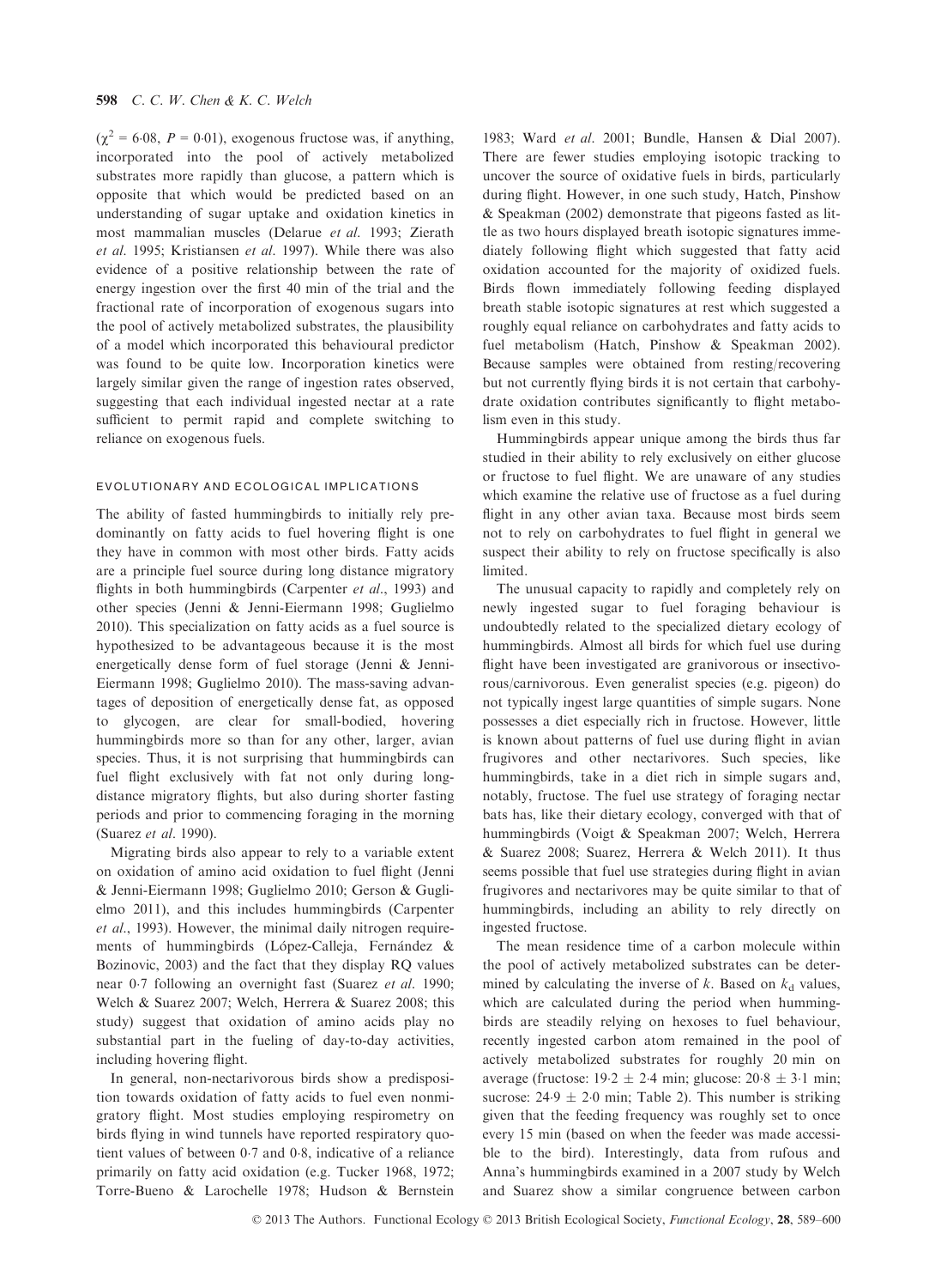($\chi^2 = 6{\cdot}08$, $P = 0{\cdot}01$), exogenous fructose was, if anything, incorporated into the pool of actively metabolized substrates more rapidly than glucose, a pattern which is opposite that which would be predicted based on an understanding of sugar uptake and oxidation kinetics in most mammalian muscles (Delarue *et al.* 1993; Zierath *et al.* 1995; Kristiansen *et al.* 1997). While there was also evidence of a positive relationship between the rate of energy ingestion over the first 40 min of the trial and the fractional rate of incorporation of exogenous sugars into the pool of actively metabolized substrates, the plausibility of a model which incorporated this behavioural predictor was found to be quite low. Incorporation kinetics were largely similar given the range of ingestion rates observed, suggesting that each individual ingested nectar at a rate sufficient to permit rapid and complete switching to reliance on exogenous fuels.

### EVOLUTIONARY AND ECOLOGICAL IMPLICATIONS

The ability of fasted hummingbirds to initially rely predominantly on fatty acids to fuel hovering flight is one they have in common with most other birds. Fatty acids are a principle fuel source during long distance migratory flights in both hummingbirds (Carpenter *et al*., 1993) and other species (Jenni & Jenni-Eiermann 1998; Guglielmo 2010). This specialization on fatty acids as a fuel source is hypothesized to be advantageous because it is the most energetically dense form of fuel storage (Jenni & Jenni-Eiermann 1998; Guglielmo 2010). The mass-saving advantages of deposition of energetically dense fat, as opposed to glycogen, are clear for small-bodied, hovering hummingbirds more so than for any other, larger, avian species. Thus, it is not surprising that hummingbirds can fuel flight exclusively with fat not only during long-distance migratory flights, but also during shorter fasting periods and prior to commencing foraging in the morning (Suarez *et al*. 1990).

Migrating birds also appear to rely to a variable extent on oxidation of amino acid oxidation to fuel flight (Jenni & Jenni-Eiermann 1998; Guglielmo 2010; Gerson & Guglielmo 2011), and this includes hummingbirds (Carpenter *et al*., 1993). However, the minimal daily nitrogen requirements of hummingbirds (López-Calleja, Fernández & Bozinovic, 2003) and the fact that they display RQ values near 0·7 following an overnight fast (Suarez *et al*. 1990; Welch & Suarez 2007; Welch, Herrera & Suarez 2008; this study) suggest that oxidation of amino acids play no substantial part in the fueling of day-to-day activities, including hovering flight.

In general, non-nectarivorous birds show a predisposition towards oxidation of fatty acids to fuel even nonmigratory flight. Most studies employing respirometry on birds flying in wind tunnels have reported respiratory quotient values of between 0·7 and 0·8, indicative of a reliance primarily on fatty acid oxidation (e.g. Tucker 1968, 1972; Torre-Bueno & Larochelle 1978; Hudson & Bernstein 1983; Ward *et al*. 2001; Bundle, Hansen & Dial 2007). There are fewer studies employing isotopic tracking to uncover the source of oxidative fuels in birds, particularly during flight. However, in one such study, Hatch, Pinshow & Speakman (2002) demonstrate that pigeons fasted as little as two hours displayed breath isotopic signatures immediately following flight which suggested that fatty acid oxidation accounted for the majority of oxidized fuels. Birds flown immediately following feeding displayed breath stable isotopic signatures at rest which suggested a roughly equal reliance on carbohydrates and fatty acids to fuel metabolism (Hatch, Pinshow & Speakman 2002). Because samples were obtained from resting/recovering but not currently flying birds it is not certain that carbohydrate oxidation contributes significantly to flight metabolism even in this study.

Hummingbirds appear unique among the birds thus far studied in their ability to rely exclusively on either glucose or fructose to fuel flight. We are unaware of any studies which examine the relative use of fructose as a fuel during flight in any other avian taxa. Because most birds seem not to rely on carbohydrates to fuel flight in general we suspect their ability to rely on fructose specifically is also limited.

The unusual capacity to rapidly and completely rely on newly ingested sugar to fuel foraging behaviour is undoubtedly related to the specialized dietary ecology of hummingbirds. Almost all birds for which fuel use during flight have been investigated are granivorous or insectivorous/carnivorous. Even generalist species (e.g. pigeon) do not typically ingest large quantities of simple sugars. None possesses a diet especially rich in fructose. However, little is known about patterns of fuel use during flight in avian frugivores and other nectarivores. Such species, like hummingbirds, take in a diet rich in simple sugars and, notably, fructose. The fuel use strategy of foraging nectar bats has, like their dietary ecology, converged with that of hummingbirds (Voigt & Speakman 2007; Welch, Herrera & Suarez 2008; Suarez, Herrera & Welch 2011). It thus seems possible that fuel use strategies during flight in avian frugivores and nectarivores may be quite similar to that of hummingbirds, including an ability to rely directly on ingested fructose.

The mean residence time of a carbon molecule within the pool of actively metabolized substrates can be determined by calculating the inverse of $k$. Based on $k_d$ values, which are calculated during the period when hummingbirds are steadily relying on hexoses to fuel behaviour, recently ingested carbon atom remained in the pool of actively metabolized substrates for roughly 20 min on average (fructose: $19{\cdot}2 \pm 2{\cdot}4$ min; glucose: $20{\cdot}8 \pm 3{\cdot}1$ min; sucrose: $24{\cdot}9 \pm 2{\cdot}0$ min; Table 2). This number is striking given that the feeding frequency was roughly set to once every 15 min (based on when the feeder was made accessible to the bird). Interestingly, data from rufous and Anna's hummingbirds examined in a 2007 study by Welch and Suarez show a similar congruence between carbon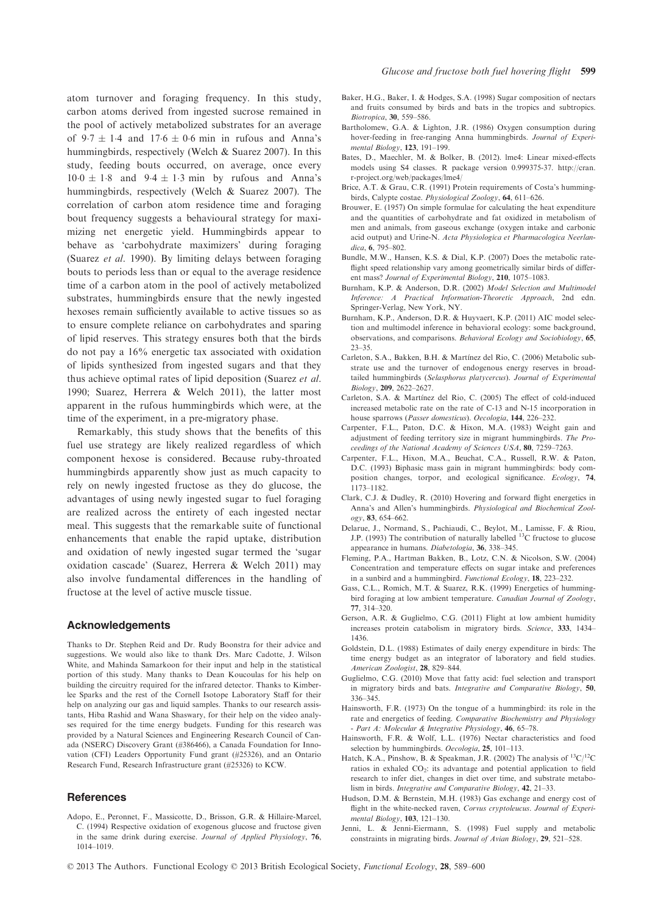atom turnover and foraging frequency. In this study, carbon atoms derived from ingested sucrose remained in the pool of actively metabolized substrates for an average of $9{\cdot}7 \pm 1{\cdot}4$ and $17{\cdot}6 \pm 0{\cdot}6$ min in rufous and Anna's hummingbirds, respectively (Welch & Suarez 2007). In this study, feeding bouts occurred, on average, once every $10{\cdot}0 \pm 1{\cdot}8$ and $9{\cdot}4 \pm 1{\cdot}3$ min by rufous and Anna's hummingbirds, respectively (Welch & Suarez 2007). The correlation of carbon atom residence time and foraging bout frequency suggests a behavioural strategy for maximizing net energetic yield. Hummingbirds appear to behave as 'carbohydrate maximizers' during foraging (Suarez *et al*. 1990). By limiting delays between foraging bouts to periods less than or equal to the average residence time of a carbon atom in the pool of actively metabolized substrates, hummingbirds ensure that the newly ingested hexoses remain sufficiently available to active tissues so as to ensure complete reliance on carbohydrates and sparing of lipid reserves. This strategy ensures both that the birds do not pay a 16% energetic tax associated with oxidation of lipids synthesized from ingested sugars and that they thus achieve optimal rates of lipid deposition (Suarez *et al*. 1990; Suarez, Herrera & Welch 2011), the latter most apparent in the rufous hummingbirds which were, at the time of the experiment, in a pre-migratory phase.

Remarkably, this study shows that the benefits of this fuel use strategy are likely realized regardless of which component hexose is considered. Because ruby-throated hummingbirds apparently show just as much capacity to rely on newly ingested fructose as they do glucose, the advantages of using newly ingested sugar to fuel foraging are realized across the entirety of each ingested nectar meal. This suggests that the remarkable suite of functional enhancements that enable the rapid uptake, distribution and oxidation of newly ingested sugar termed the 'sugar oxidation cascade' (Suarez, Herrera & Welch 2011) may also involve fundamental differences in the handling of fructose at the level of active muscle tissue.

## Acknowledgements

Thanks to Dr. Stephen Reid and Dr. Rudy Boonstra for their advice and suggestions. We would also like to thank Drs. Marc Cadotte, J. Wilson White, and Mahinda Samarkoon for their input and help in the statistical portion of this study. Many thanks to Dean Koucoulas for his help on building the circuitry required for the infrared detector. Thanks to Kimberlee Sparks and the rest of the Cornell Isotope Laboratory Staff for their help on analyzing our gas and liquid samples. Thanks to our research assistants, Hiba Rashid and Wana Shaswary, for their help on the video analyses required for the time energy budgets. Funding for this research was provided by a Natural Sciences and Engineering Research Council of Canada (NSERC) Discovery Grant (#386466), a Canada Foundation for Innovation (CFI) Leaders Opportunity Fund grant (#25326), and an Ontario Research Fund, Research Infrastructure grant (#25326) to KCW.

## References

Adopo, E., Peronnet, F., Massicotte, D., Brisson, G.R. & Hillaire-Marcel, C. (1994) Respective oxidation of exogenous glucose and fructose given in the same drink during exercise. *Journal of Applied Physiology*, **76**, 1014–1019.

Baker, H.G., Baker, I. & Hodges, S.A. (1998) Sugar composition of nectars and fruits consumed by birds and bats in the tropics and subtropics. *Biotropica*, **30**, 559–586.

Bartholomew, G.A. & Lighton, J.R. (1986) Oxygen consumption during hover-feeding in free-ranging Anna hummingbirds. *Journal of Experimental Biology*, **123**, 191–199.

Bates, D., Maechler, M. & Bolker, B. (2012). lme4: Linear mixed-effects models using S4 classes. R package version 0.999375-37. http://cran.r-project.org/web/packages/lme4/

Brice, A.T. & Grau, C.R. (1991) Protein requirements of Costa's hummingbirds, Calypte costae. *Physiological Zoology*, **64**, 611–626.

Brouwer, E. (1957) On simple formulae for calculating the heat expenditure and the quantities of carbohydrate and fat oxidized in metabolism of men and animals, from gaseous exchange (oxygen intake and carbonic acid output) and Urine-N. *Acta Physiologica et Pharmacologica Neerlandica*, **6**, 795–802.

Bundle, M.W., Hansen, K.S. & Dial, K.P. (2007) Does the metabolic rate-flight speed relationship vary among geometrically similar birds of different mass? *Journal of Experimental Biology*, **210**, 1075–1083.

Burnham, K.P. & Anderson, D.R. (2002) *Model Selection and Multimodel Inference: A Practical Information-Theoretic Approach*, 2nd edn. Springer-Verlag, New York, NY.

Burnham, K.P., Anderson, D.R. & Huyvaert, K.P. (2011) AIC model selection and multimodel inference in behavioral ecology: some background, observations, and comparisons. *Behavioral Ecology and Sociobiology*, **65**, 23–35.

Carleton, S.A., Bakken, B.H. & Martínez del Rio, C. (2006) Metabolic substrate use and the turnover of endogenous energy reserves in broad-tailed hummingbirds (*Selasphorus platycercus*). *Journal of Experimental Biology*, **209**, 2622–2627.

Carleton, S.A. & Martínez del Rio, C. (2005) The effect of cold-induced increased metabolic rate on the rate of C-13 and N-15 incorporation in house sparrows (*Passer domesticus*). *Oecologia*, **144**, 226–232.

Carpenter, F.L., Paton, D.C. & Hixon, M.A. (1983) Weight gain and adjustment of feeding territory size in migrant hummingbirds. *The Proceedings of the National Academy of Sciences USA*, **80**, 7259–7263.

Carpenter, F.L., Hixon, M.A., Beuchat, C.A., Russell, R.W. & Paton, D.C. (1993) Biphasic mass gain in migrant hummingbirds: body composition changes, torpor, and ecological significance. *Ecology*, **74**, 1173–1182.

Clark, C.J. & Dudley, R. (2010) Hovering and forward flight energetics in Anna's and Allen's hummingbirds. *Physiological and Biochemical Zoology*, **83**, 654–662.

Delarue, J., Normand, S., Pachiaudi, C., Beylot, M., Lamisse, F. & Riou, J.P. (1993) The contribution of naturally labelled $^{13}C$ fructose to glucose appearance in humans. *Diabetologia*, **36**, 338–345.

Fleming, P.A., Hartman Bakken, B., Lotz, C.N. & Nicolson, S.W. (2004) Concentration and temperature effects on sugar intake and preferences in a sunbird and a hummingbird. *Functional Ecology*, **18**, 223–232.

Gass, C.L., Romich, M.T. & Suarez, R.K. (1999) Energetics of hummingbird foraging at low ambient temperature. *Canadian Journal of Zoology*, **77**, 314–320.

Gerson, A.R. & Guglielmo, C.G. (2011) Flight at low ambient humidity increases protein catabolism in migratory birds. *Science*, **333**, 1434–1436.

Goldstein, D.L. (1988) Estimates of daily energy expenditure in birds: The time energy budget as an integrator of laboratory and field studies. *American Zoologist*, **28**, 829–844.

Guglielmo, C.G. (2010) Move that fatty acid: fuel selection and transport in migratory birds and bats. *Integrative and Comparative Biology*, **50**, 336–345.

Hainsworth, F.R. (1973) On the tongue of a hummingbird: its role in the rate and energetics of feeding. *Comparative Biochemistry and Physiology - Part A: Molecular & Integrative Physiology*, **46**, 65–78.

Hainsworth, F.R. & Wolf, L.L. (1976) Nectar characteristics and food selection by hummingbirds. *Oecologia*, **25**, 101–113.

Hatch, K.A., Pinshow, B. & Speakman, J.R. (2002) The analysis of $^{13}C/^{12}C$ ratios in exhaled $CO_2$: its advantage and potential application to field research to infer diet, changes in diet over time, and substrate metabolism in birds. *Integrative and Comparative Biology*, **42**, 21–33.

Hudson, D.M. & Bernstein, M.H. (1983) Gas exchange and energy cost of flight in the white-necked raven, *Corvus cryptoleucus*. *Journal of Experimental Biology*, **103**, 121–130.

Jenni, L. & Jenni-Eiermann, S. (1998) Fuel supply and metabolic constraints in migrating birds. *Journal of Avian Biology*, **29**, 521–528.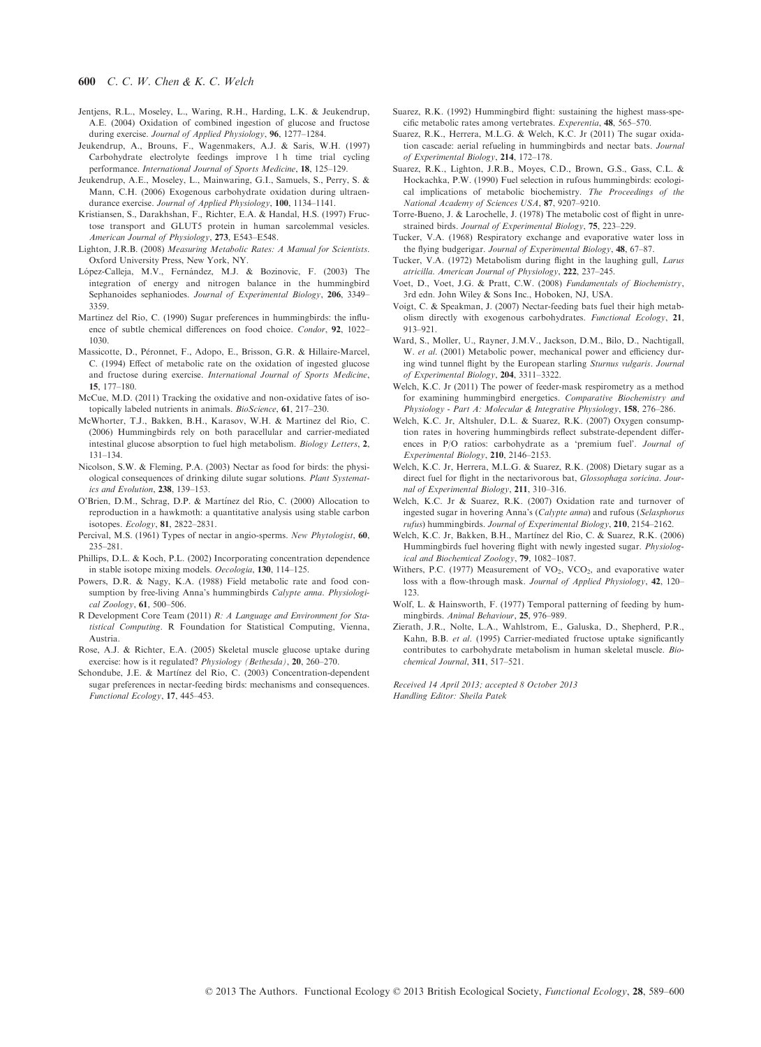Jentjens, R.L., Moseley, L., Waring, R.H., Harding, L.K. & Jeukendrup, A.E. (2004) Oxidation of combined ingestion of glucose and fructose during exercise. *Journal of Applied Physiology*, **96**, 1277–1284.

Jeukendrup, A., Brouns, F., Wagenmakers, A.J. & Saris, W.H. (1997) Carbohydrate electrolyte feedings improve 1 h time trial cycling performance. *International Journal of Sports Medicine*, **18**, 125–129.

Jeukendrup, A.E., Moseley, L., Mainwaring, G.I., Samuels, S., Perry, S. & Mann, C.H. (2006) Exogenous carbohydrate oxidation during ultraendurance exercise. *Journal of Applied Physiology*, **100**, 1134–1141.

Kristiansen, S., Darakhshan, F., Richter, E.A. & Handal, H.S. (1997) Fructose transport and GLUT5 protein in human sarcolemmal vesicles. *American Journal of Physiology*, **273**, E543–E548.

Lighton, J.R.B. (2008) *Measuring Metabolic Rates: A Manual for Scientists*. Oxford University Press, New York, NY.

López-Calleja, M.V., Fernández, M.J. & Bozinovic, F. (2003) The integration of energy and nitrogen balance in the hummingbird Sephanoides sephaniodes. *Journal of Experimental Biology*, **206**, 3349–3359.

Martinez del Rio, C. (1990) Sugar preferences in hummingbirds: the influence of subtle chemical differences on food choice. *Condor*, **92**, 1022–1030.

Massicotte, D., Péronnet, F., Adopo, E., Brisson, G.R. & Hillaire-Marcel, C. (1994) Effect of metabolic rate on the oxidation of ingested glucose and fructose during exercise. *International Journal of Sports Medicine*, **15**, 177–180.

McCue, M.D. (2011) Tracking the oxidative and non-oxidative fates of isotopically labeled nutrients in animals. *BioScience*, **61**, 217–230.

McWhorter, T.J., Bakken, B.H., Karasov, W.H. & Martinez del Rio, C. (2006) Hummingbirds rely on both paracellular and carrier-mediated intestinal glucose absorption to fuel high metabolism. *Biology Letters*, **2**, 131–134.

Nicolson, S.W. & Fleming, P.A. (2003) Nectar as food for birds: the physiological consequences of drinking dilute sugar solutions. *Plant Systematics and Evolution*, **238**, 139–153.

O'Brien, D.M., Schrag, D.P. & Martínez del Rio, C. (2000) Allocation to reproduction in a hawkmoth: a quantitative analysis using stable carbon isotopes. *Ecology*, **81**, 2822–2831.

Percival, M.S. (1961) Types of nectar in angio-sperms. *New Phytologist*, **60**, 235–281.

Phillips, D.L. & Koch, P.L. (2002) Incorporating concentration dependence in stable isotope mixing models. *Oecologia*, **130**, 114–125.

Powers, D.R. & Nagy, K.A. (1988) Field metabolic rate and food consumption by free-living Anna's hummingbirds *Calypte anna*. *Physiological Zoology*, **61**, 500–506.

R Development Core Team (2011) *R: A Language and Environment for Statistical Computing*. R Foundation for Statistical Computing, Vienna, Austria.

Rose, A.J. & Richter, E.A. (2005) Skeletal muscle glucose uptake during exercise: how is it regulated? *Physiology (Bethesda)*, **20**, 260–270.

Schondube, J.E. & Martínez del Rio, C. (2003) Concentration-dependent sugar preferences in nectar-feeding birds: mechanisms and consequences. *Functional Ecology*, **17**, 445–453.

Suarez, R.K. (1992) Hummingbird flight: sustaining the highest mass-specific metabolic rates among vertebrates. *Experentia*, **48**, 565–570.

Suarez, R.K., Herrera, M.L.G. & Welch, K.C. Jr (2011) The sugar oxidation cascade: aerial refueling in hummingbirds and nectar bats. *Journal of Experimental Biology*, **214**, 172–178.

Suarez, R.K., Lighton, J.R.B., Moyes, C.D., Brown, G.S., Gass, C.L. & Hockachka, P.W. (1990) Fuel selection in rufous hummingbirds: ecological implications of metabolic biochemistry. *The Proceedings of the National Academy of Sciences USA*, **87**, 9207–9210.

Torre-Bueno, J. & Larochelle, J. (1978) The metabolic cost of flight in unrestrained birds. *Journal of Experimental Biology*, **75**, 223–229.

Tucker, V.A. (1968) Respiratory exchange and evaporative water loss in the flying budgerigar. *Journal of Experimental Biology*, **48**, 67–87.

Tucker, V.A. (1972) Metabolism during flight in the laughing gull, *Larus atricilla*. *American Journal of Physiology*, **222**, 237–245.

Voet, D., Voet, J.G. & Pratt, C.W. (2008) *Fundamentals of Biochemistry*, 3rd edn. John Wiley & Sons Inc., Hoboken, NJ, USA.

Voigt, C. & Speakman, J. (2007) Nectar-feeding bats fuel their high metabolism directly with exogenous carbohydrates. *Functional Ecology*, **21**, 913–921.

Ward, S., Moller, U., Rayner, J.M.V., Jackson, D.M., Bilo, D., Nachtigall, W. *et al.* (2001) Metabolic power, mechanical power and efficiency during wind tunnel flight by the European starling *Sturnus vulgaris*. *Journal of Experimental Biology*, **204**, 3311–3322.

Welch, K.C. Jr (2011) The power of feeder-mask respirometry as a method for examining hummingbird energetics. *Comparative Biochemistry and Physiology - Part A: Molecular & Integrative Physiology*, **158**, 276–286.

Welch, K.C. Jr, Altshuler, D.L. & Suarez, R.K. (2007) Oxygen consumption rates in hovering hummingbirds reflect substrate-dependent differences in P/O ratios: carbohydrate as a 'premium fuel'. *Journal of Experimental Biology*, **210**, 2146–2153.

Welch, K.C. Jr, Herrera, M.L.G. & Suarez, R.K. (2008) Dietary sugar as a direct fuel for flight in the nectarivorous bat, *Glossophaga soricina*. *Journal of Experimental Biology*, **211**, 310–316.

Welch, K.C. Jr & Suarez, R.K. (2007) Oxidation rate and turnover of ingested sugar in hovering Anna's (*Calypte anna*) and rufous (*Selasphorus rufus*) hummingbirds. *Journal of Experimental Biology*, **210**, 2154–2162.

Welch, K.C. Jr, Bakken, B.H., Martínez del Rio, C. & Suarez, R.K. (2006) Hummingbirds fuel hovering flight with newly ingested sugar. *Physiological and Biochemical Zoology*, **79**, 1082–1087.

Withers, P.C. (1977) Measurement of $VO_2$, $VCO_2$, and evaporative water loss with a flow-through mask. *Journal of Applied Physiology*, **42**, 120–123.

Wolf, L. & Hainsworth, F. (1977) Temporal patterning of feeding by hummingbirds. *Animal Behaviour*, **25**, 976–989.

Zierath, J.R., Nolte, L.A., Wahlstrom, E., Galuska, D., Shepherd, P.R., Kahn, B.B. *et al.* (1995) Carrier-mediated fructose uptake significantly contributes to carbohydrate metabolism in human skeletal muscle. *Biochemical Journal*, **311**, 517–521.

*Received 14 April 2013; accepted 8 October 2013*
*Handling Editor: Sheila Patek*